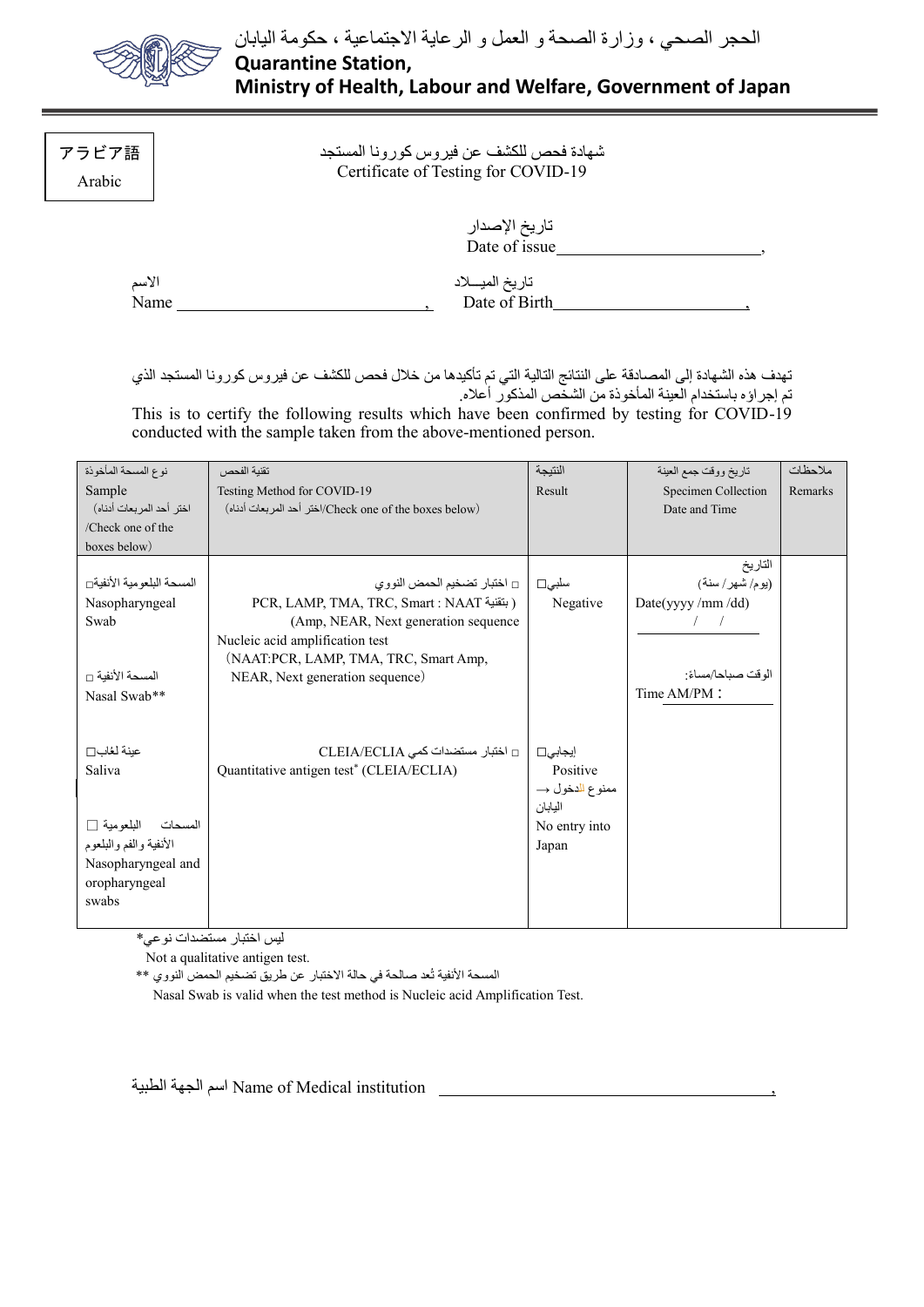الحجر الصحي ، وزارة الصحة و العمل و الرعاية الاجتماعية ، حكومة اليابان

**Quarantine Station,**
**Ministry of Health, Labour and Welfare, Government of Japan**

アラビア語
Arabic

# شهادة فحص للكشف عن فيروس كورونا المستجد
# Certificate of Testing for COVID-19

تاريخ الإصدار
Date of issue\_\_\_\_\_\_\_\_\_\_\_\_\_\_\_\_\_\_\_\_\_\_\_,

الاسم
Name \_\_\_\_\_\_\_\_\_\_\_\_\_\_\_\_\_\_\_\_\_\_\_\_\_\_\_\_,

تاريخ الميــلاد
Date of Birth\_\_\_\_\_\_\_\_\_\_\_\_\_\_\_\_\_\_\_\_\_\_\_,

تهدف هذه الشهادة إلى المصادقة على النتائج التالية التي تم تأكيدها من خلال فحص للكشف عن فيروس كورونا المستجد الذي تم إجراؤه باستخدام العينة المأخوذة من الشخص المذكور أعلاه.

This is to certify the following results which have been confirmed by testing for COVID-19 conducted with the sample taken from the above-mentioned person.

| نوع المسحة المأخوذة Sample اختر أحد المربعات أدناه) /Check one of the boxes below) | تقنية الفحص Testing Method for COVID-19 (اختر أحد المربعات أدناه/Check one of the boxes below) | النتيجة Result | تاريخ ووقت جمع العينة Specimen Collection Date and Time | ملاحظات Remarks |
|---|---|---|---|---|
| المسحة البلعومية الأنفية□ Nasopharyngeal Swab<br><br>المسحة الأنفية □ Nasal Swab** | □ اختبار تضخيم الحمض النووي ( بتقنية PCR, LAMP, TMA, TRC, Smart : NAAT Amp, NEAR, Next generation sequence)<br>Nucleic acid amplification test (NAAT:PCR, LAMP, TMA, TRC, Smart Amp, NEAR, Next generation sequence) | سلبي□ Negative | التاريخ (يوم/ شهر/ سنة) Date(yyyy /mm /dd) / /<br><br>الوقت صباحا/مساء: Time AM/PM : | |
| عينة لعاب□ Saliva<br><br>المسحات البلعومية □ الأنفية والفم والبلعوم Nasopharyngeal and oropharyngeal swabs | □ اختبار مستضدات كمي CLEIA/ECLIA<br>Quantitative antigen test* (CLEIA/ECLIA) | إيجابي□ Positive ممنوع الدخول ← اليابان No entry into Japan | | |

ليس اختبار مستضدات نوعي*
Not a qualitative antigen test.

المسحة الأنفية تُعد صالحة في حالة الاختبار عن طريق تضخيم الحمض النووي **
Nasal Swab is valid when the test method is Nucleic acid Amplification Test.

اسم الجهة الطبية Name of Medical institution \_\_\_\_\_\_\_\_\_\_\_\_\_\_\_\_\_\_\_\_\_\_\_\_\_\_\_\_\_\_\_\_\_\_\_\_\_\_\_\_,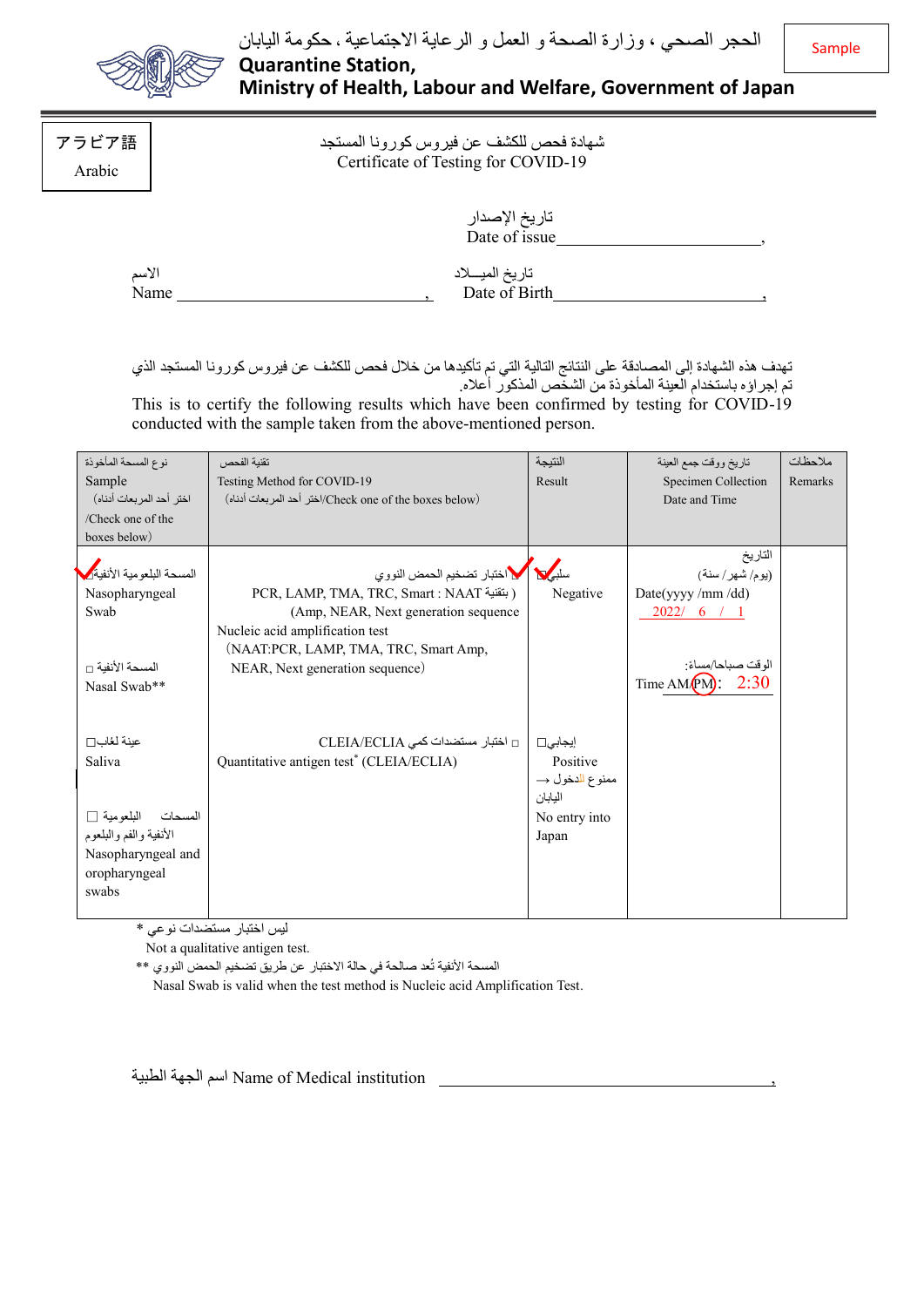الحجر الصحي ، وزارة الصحة و العمل و الرعاية الاجتماعية ، حكومة اليابان
**Quarantine Station,**
**Ministry of Health, Labour and Welfare, Government of Japan**

Sample

アラビア語
Arabic

شهادة فحص للكشف عن فيروس كورونا المستجد
Certificate of Testing for COVID-19

تاريخ الإصدار
Date of issue________________________,

الاسم
Name ______________________________,

تاريخ الميـــلاد
Date of Birth________________________,

تهدف هذه الشهادة إلى المصادقة على النتائج التالية التي تم تأكيدها من خلال فحص للكشف عن فيروس كورونا المستجد الذي تم إجراؤه باستخدام العينة المأخوذة من الشخص المذكور أعلاه.
This is to certify the following results which have been confirmed by testing for COVID-19 conducted with the sample taken from the above-mentioned person.

| نوع المسحة المأخوذة Sample (اختر أحد المربعات أدناه /Check one of the boxes below) | تقنية الفحص Testing Method for COVID-19 (اختر أحد المربعات أدناه/Check one of the boxes below) | النتيجة Result | تاريخ ووقت جمع العينة Specimen Collection Date and Time | ملاحظات Remarks |
|---|---|---|---|---|
| ☑ المسحة البلعومية الأنفية Nasopharyngeal Swab<br><br>□ المسحة الأنفية Nasal Swab** | ☑ اختبار تضخيم الحمض النووي (بتقنية PCR, LAMP, TMA, TRC, Smart : NAAT (Amp, NEAR, Next generation sequence)<br>Nucleic acid amplification test (NAAT:PCR, LAMP, TMA, TRC, Smart Amp, NEAR, Next generation sequence) | ☑ سلبي Negative | التاريخ (يوم/ شهر / سنة) Date(yyyy /mm /dd) 2022/ 6 / 1<br><br>الوقت صباحا/مساء: Time AM/(PM): 2:30 | |
| □ عينة لعاب Saliva<br><br>□ المسحات البلعومية الأنفية والفم والبلعوم Nasopharyngeal and oropharyngeal swabs | □ اختبار مستضدات كمي CLEIA/ECLIA<br>Quantitative antigen test* (CLEIA/ECLIA) | □ إيجابي Positive<br>ممنوع الدخول ← اليابان<br>No entry into Japan | | |

\* ليس اختبار مستضدات نوعي
Not a qualitative antigen test.

\*\* المسحة الأنفية تُعد صالحة في حالة الاختبار عن طريق تضخيم الحمض النووي
Nasal Swab is valid when the test method is Nucleic acid Amplification Test.

اسم الجهة الطبية Name of Medical institution ______________________________,